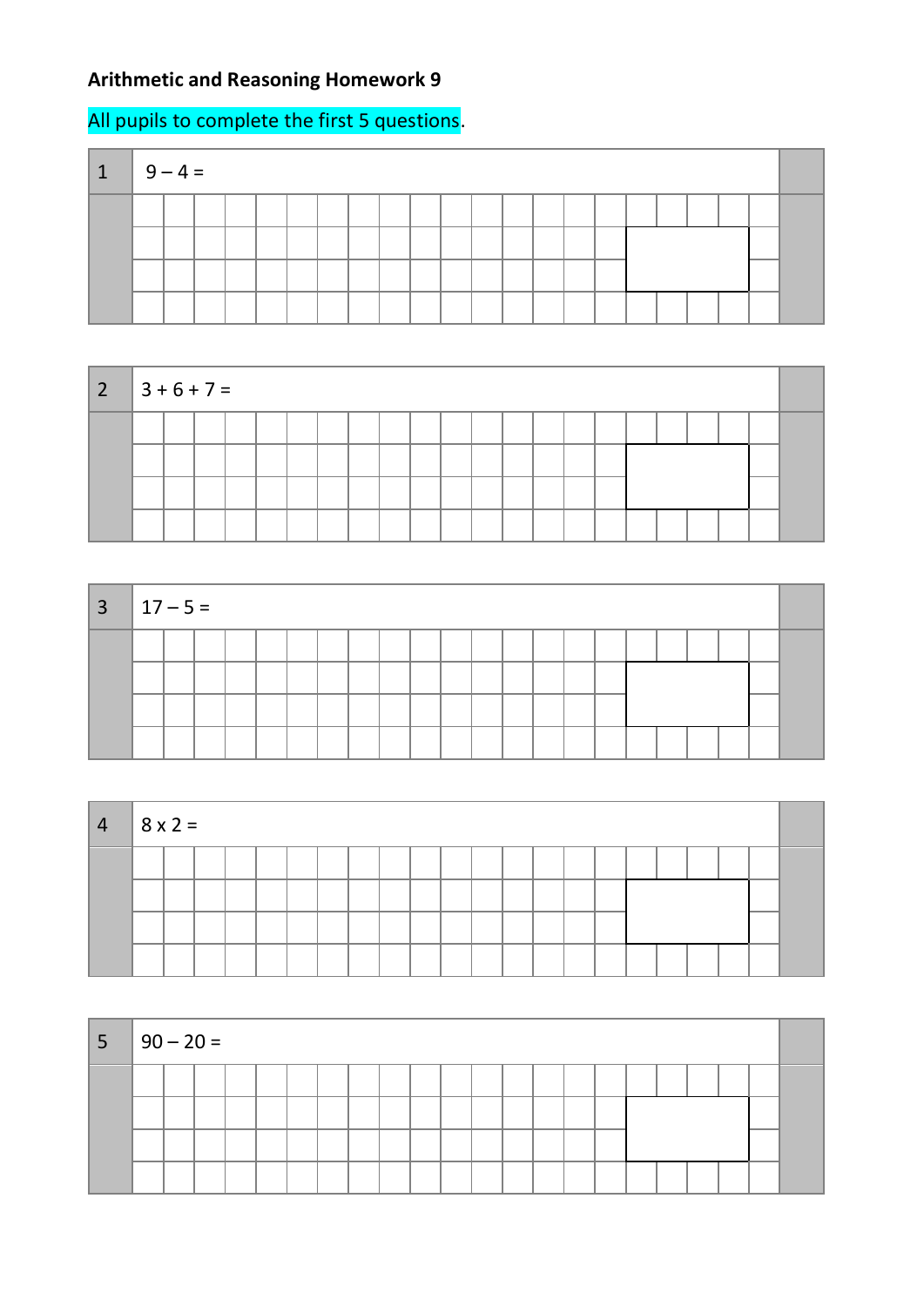**Arithmetic and Reasoning Homework 9**

All pupils to complete the first 5 questions.

1. $9 - 4 =$

2. $3 + 6 + 7 =$

3. $17 - 5 =$

4. $8 \times 2 =$

5. $90 - 20 =$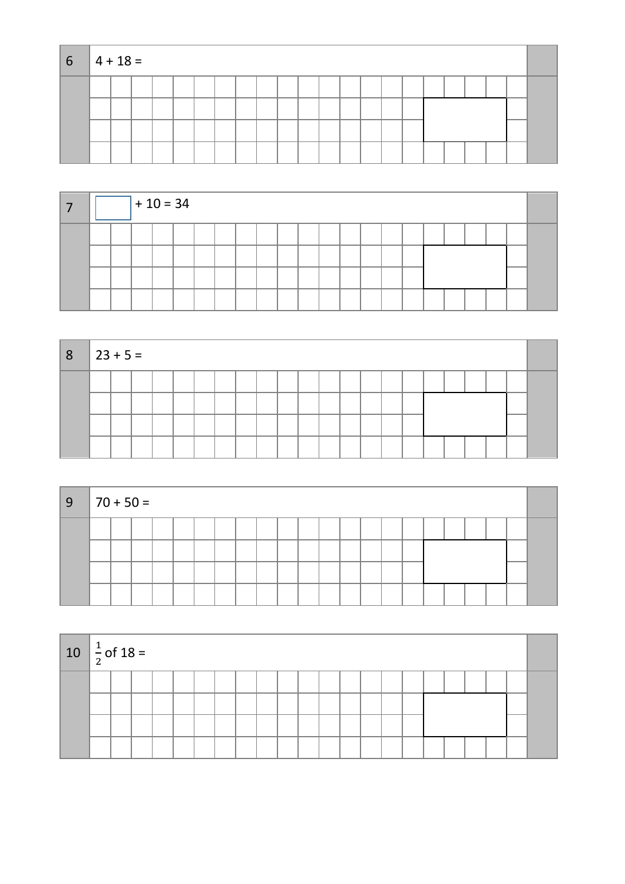**6** $4 + 18 =$

**7** ☐ $+ 10 = 34$

**8** $23 + 5 =$

**9** $70 + 50 =$

**10** $\frac{1}{2}$ of $18 =$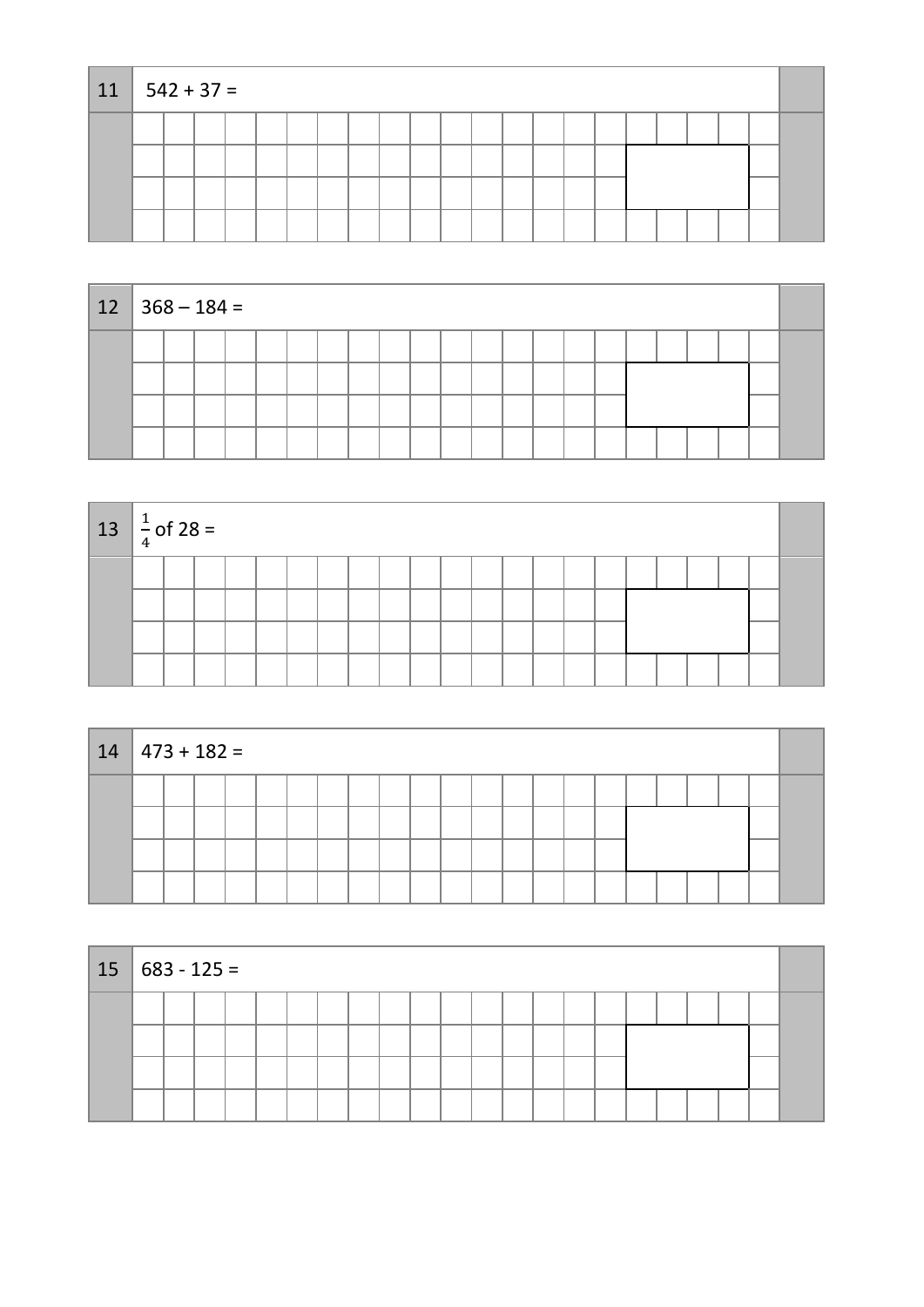**11** $542 + 37 =$

**12** $368 - 184 =$

**13** $\frac{1}{4}$ of $28 =$

**14** $473 + 182 =$

**15** $683 - 125 =$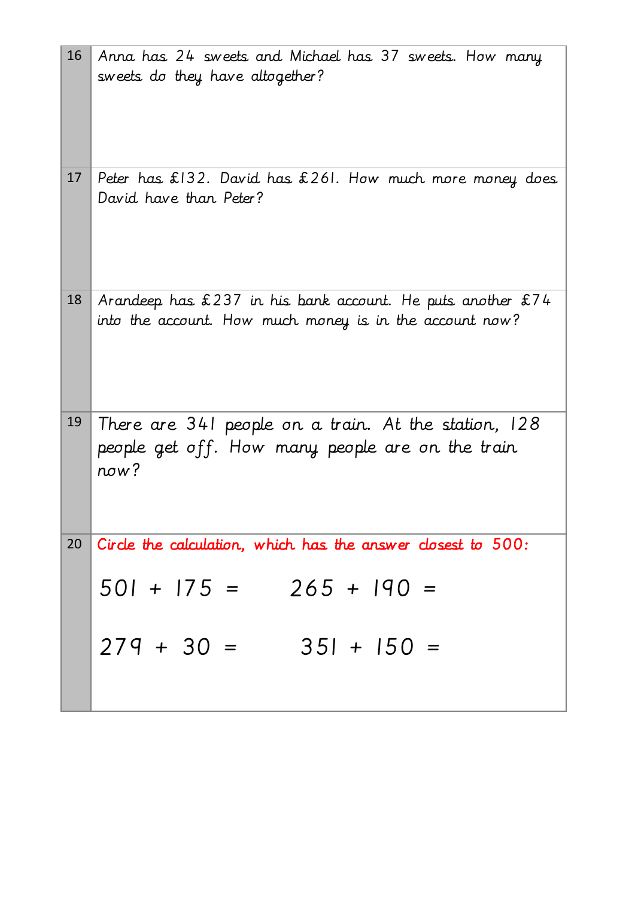| | |
|---|---|
| 16 | Anna has 24 sweets and Michael has 37 sweets. How many sweets do they have altogether? |
| 17 | Peter has £132. David has £261. How much more money does David have than Peter? |
| 18 | Arandeep has £237 in his bank account. He puts another £74 into the account. How much money is in the account now? |
| 19 | There are 341 people on a train. At the station, 128 people get off. How many people are on the train now? |
| 20 | Circle the calculation, which has the answer closest to 500:<br><br>501 + 175 = &nbsp;&nbsp;&nbsp;&nbsp; 265 + 190 =<br><br>279 + 30 = &nbsp;&nbsp;&nbsp;&nbsp; 351 + 150 = |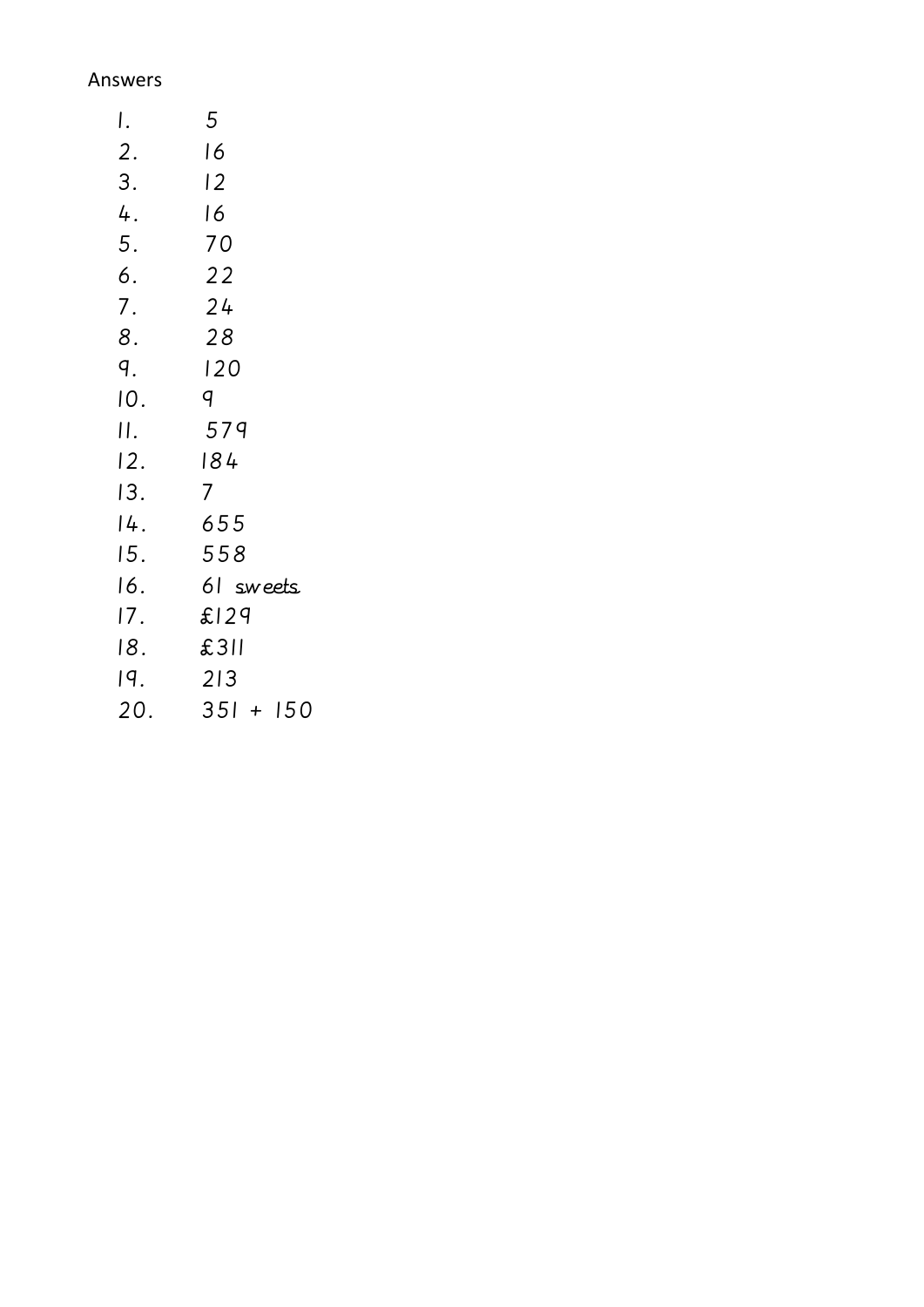Answers

1. 5
2. 16
3. 12
4. 16
5. 70
6. 22
7. 24
8. 28
9. 120
10. 9
11. 579
12. 184
13. 7
14. 655
15. 558
16. 61 sweets
17. £129
18. £311
19. 213
20. 351 + 150